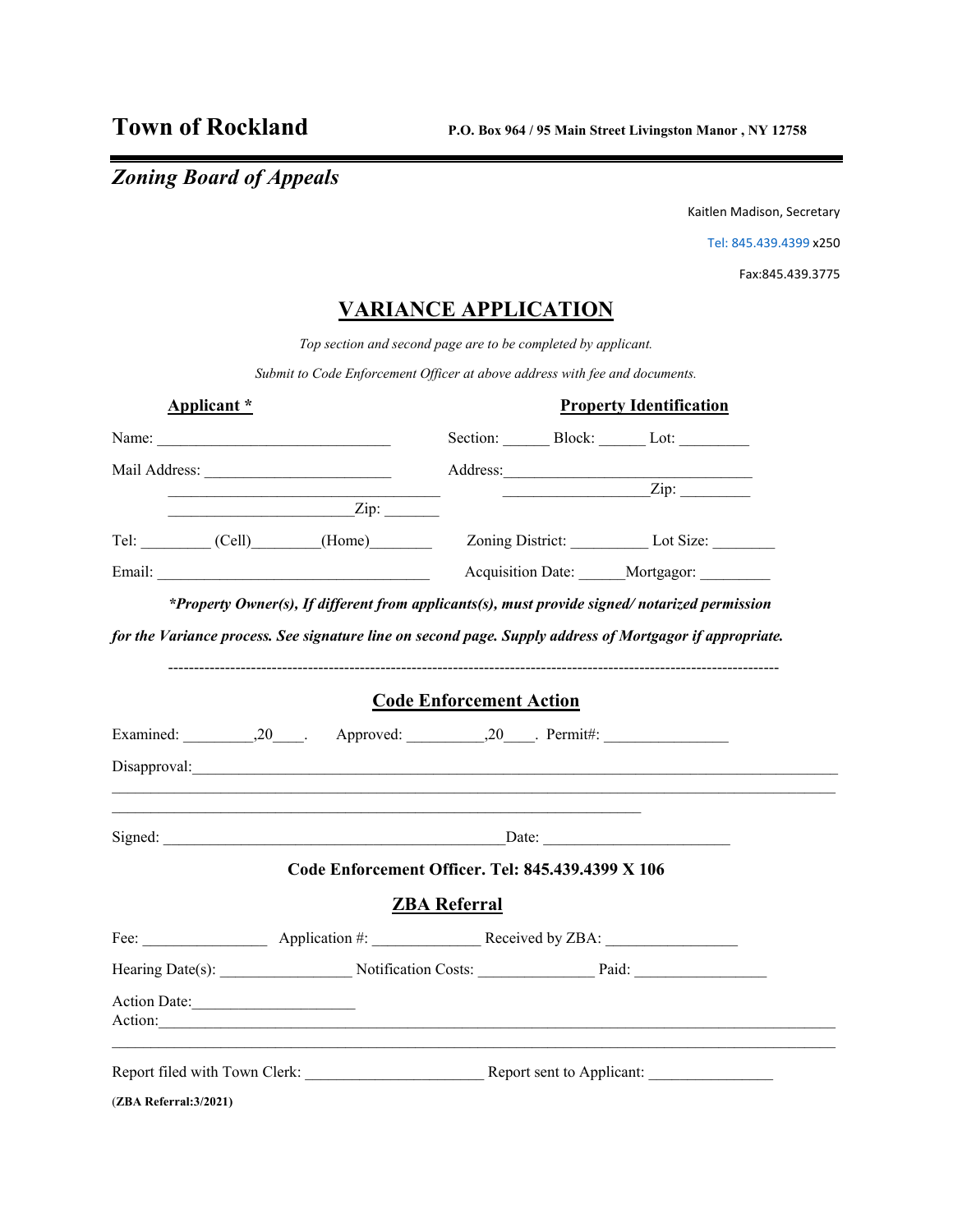# Town of Rockland

**P.O. Box 964 / 95 Main Street Livingston Manor , NY 12758**

## *Zoning Board of Appeals*

Kaitlen Madison, Secretary

Tel: 845.439.4399 x250

Fax:845.439.3775

## VARIANCE APPLICATION

*Top section and second page are to be completed by applicant.*

*Submit to Code Enforcement Officer at above address with fee and documents.*

**Applicant ***

Name: ______________________________

Mail Address: ________________________

__________________________________

________________________Zip: _______

Tel: _________ (Cell)________(Home)________

Email: ___________________________________

**Property Identification**

Section: ______ Block: ______ Lot: _________

Address:________________________________

__________________Zip: _________

Zoning District: __________ Lot Size: ________

Acquisition Date: ______Mortgagor: _________

***Property Owner(s), If different from applicants(s), must provide signed/ notarized permission for the Variance process. See signature line on second page. Supply address of Mortgagor if appropriate.***

---

## Code Enforcement Action

Examined: _________,20____. Approved: __________,20____. Permit#: ________________

Disapproval:______________________________________________________________________________

__________________________________________________________________________________________

_________________________________________________________________

Signed: ____________________________________________Date: _______________________

**Code Enforcement Officer. Tel: 845.439.4399 X 106**

## ZBA Referral

Fee: ________________ Application #: ______________ Received by ZBA: _________________

Hearing Date(s): ________________ Notification Costs: ______________ Paid: ________________

Action Date:_____________________

Action:___________________________________________________________________________________

__________________________________________________________________________________________

Report filed with Town Clerk: ______________________ Report sent to Applicant: _______________

**(ZBA Referral:3/2021)**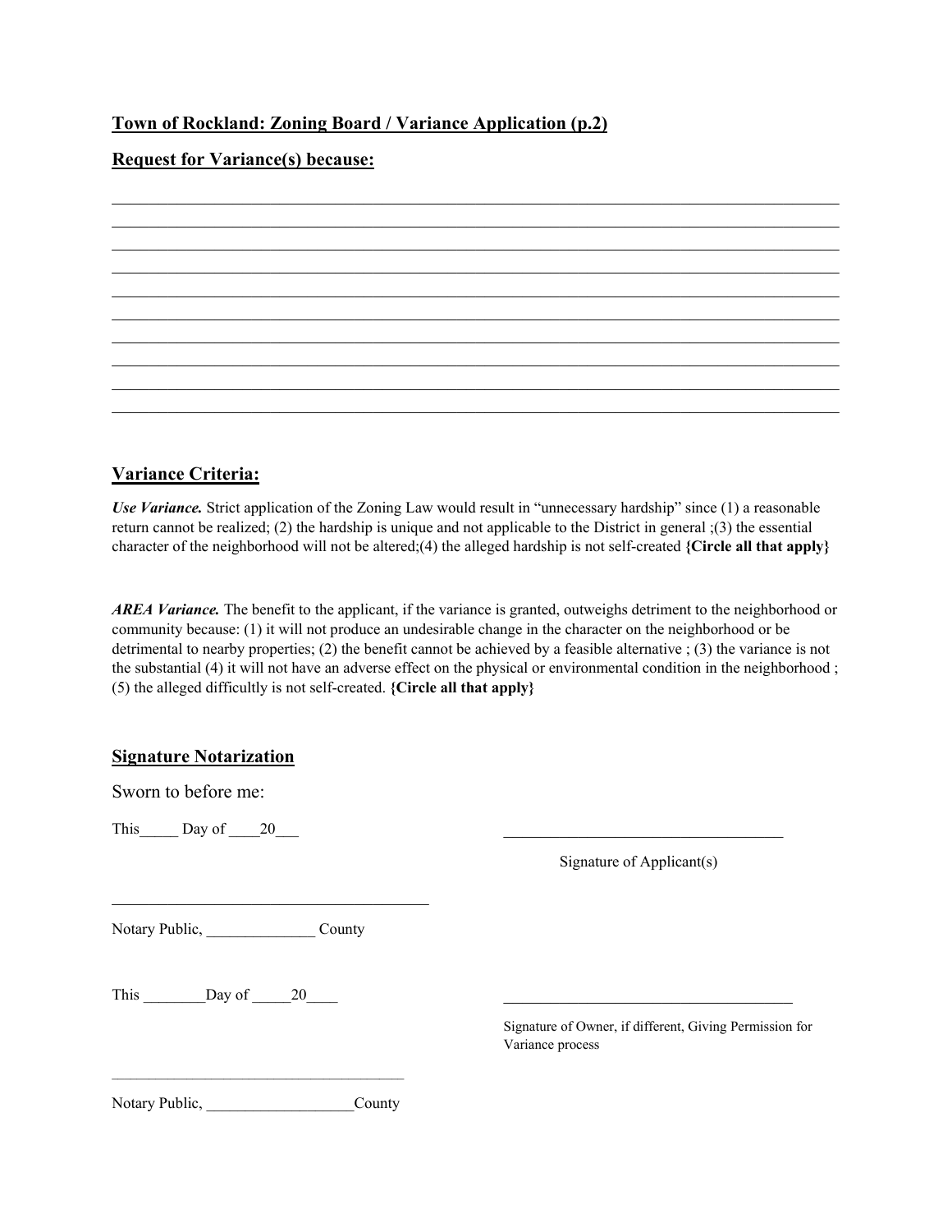**Town of Rockland: Zoning Board / Variance Application (p.2)**

**Request for Variance(s) because:**

\_\_\_\_\_\_\_\_\_\_\_\_\_\_\_\_\_\_\_\_\_\_\_\_\_\_\_\_\_\_\_\_\_\_\_\_\_\_\_\_\_\_\_\_\_\_\_\_\_\_\_\_\_\_\_\_\_\_\_\_\_\_\_\_\_\_\_\_\_\_\_\_\_\_\_\_\_\_\_\_\_\_\_\_\_\_\_\_\_\_
\_\_\_\_\_\_\_\_\_\_\_\_\_\_\_\_\_\_\_\_\_\_\_\_\_\_\_\_\_\_\_\_\_\_\_\_\_\_\_\_\_\_\_\_\_\_\_\_\_\_\_\_\_\_\_\_\_\_\_\_\_\_\_\_\_\_\_\_\_\_\_\_\_\_\_\_\_\_\_\_\_\_\_\_\_\_\_\_\_\_
\_\_\_\_\_\_\_\_\_\_\_\_\_\_\_\_\_\_\_\_\_\_\_\_\_\_\_\_\_\_\_\_\_\_\_\_\_\_\_\_\_\_\_\_\_\_\_\_\_\_\_\_\_\_\_\_\_\_\_\_\_\_\_\_\_\_\_\_\_\_\_\_\_\_\_\_\_\_\_\_\_\_\_\_\_\_\_\_\_\_
\_\_\_\_\_\_\_\_\_\_\_\_\_\_\_\_\_\_\_\_\_\_\_\_\_\_\_\_\_\_\_\_\_\_\_\_\_\_\_\_\_\_\_\_\_\_\_\_\_\_\_\_\_\_\_\_\_\_\_\_\_\_\_\_\_\_\_\_\_\_\_\_\_\_\_\_\_\_\_\_\_\_\_\_\_\_\_\_\_\_
\_\_\_\_\_\_\_\_\_\_\_\_\_\_\_\_\_\_\_\_\_\_\_\_\_\_\_\_\_\_\_\_\_\_\_\_\_\_\_\_\_\_\_\_\_\_\_\_\_\_\_\_\_\_\_\_\_\_\_\_\_\_\_\_\_\_\_\_\_\_\_\_\_\_\_\_\_\_\_\_\_\_\_\_\_\_\_\_\_\_
\_\_\_\_\_\_\_\_\_\_\_\_\_\_\_\_\_\_\_\_\_\_\_\_\_\_\_\_\_\_\_\_\_\_\_\_\_\_\_\_\_\_\_\_\_\_\_\_\_\_\_\_\_\_\_\_\_\_\_\_\_\_\_\_\_\_\_\_\_\_\_\_\_\_\_\_\_\_\_\_\_\_\_\_\_\_\_\_\_\_
\_\_\_\_\_\_\_\_\_\_\_\_\_\_\_\_\_\_\_\_\_\_\_\_\_\_\_\_\_\_\_\_\_\_\_\_\_\_\_\_\_\_\_\_\_\_\_\_\_\_\_\_\_\_\_\_\_\_\_\_\_\_\_\_\_\_\_\_\_\_\_\_\_\_\_\_\_\_\_\_\_\_\_\_\_\_\_\_\_\_
\_\_\_\_\_\_\_\_\_\_\_\_\_\_\_\_\_\_\_\_\_\_\_\_\_\_\_\_\_\_\_\_\_\_\_\_\_\_\_\_\_\_\_\_\_\_\_\_\_\_\_\_\_\_\_\_\_\_\_\_\_\_\_\_\_\_\_\_\_\_\_\_\_\_\_\_\_\_\_\_\_\_\_\_\_\_\_\_\_\_
\_\_\_\_\_\_\_\_\_\_\_\_\_\_\_\_\_\_\_\_\_\_\_\_\_\_\_\_\_\_\_\_\_\_\_\_\_\_\_\_\_\_\_\_\_\_\_\_\_\_\_\_\_\_\_\_\_\_\_\_\_\_\_\_\_\_\_\_\_\_\_\_\_\_\_\_\_\_\_\_\_\_\_\_\_\_\_\_\_\_
\_\_\_\_\_\_\_\_\_\_\_\_\_\_\_\_\_\_\_\_\_\_\_\_\_\_\_\_\_\_\_\_\_\_\_\_\_\_\_\_\_\_\_\_\_\_\_\_\_\_\_\_\_\_\_\_\_\_\_\_\_\_\_\_\_\_\_\_\_\_\_\_\_\_\_\_\_\_\_\_\_\_\_\_\_\_\_\_\_\_

## Variance Criteria:

***Use Variance.*** Strict application of the Zoning Law would result in "unnecessary hardship" since (1) a reasonable return cannot be realized; (2) the hardship is unique and not applicable to the District in general ;(3) the essential character of the neighborhood will not be altered;(4) the alleged hardship is not self-created **{Circle all that apply}**

***AREA Variance.*** The benefit to the applicant, if the variance is granted, outweighs detriment to the neighborhood or community because: (1) it will not produce an undesirable change in the character on the neighborhood or be detrimental to nearby properties; (2) the benefit cannot be achieved by a feasible alternative ; (3) the variance is not the substantial (4) it will not have an adverse effect on the physical or environmental condition in the neighborhood ; (5) the alleged difficultly is not self-created. **{Circle all that apply}**

## Signature Notarization

Sworn to before me:

This\_\_\_\_\_ Day of \_\_\_\_20\_\_\_ &nbsp;&nbsp;&nbsp;&nbsp;&nbsp;&nbsp;&nbsp;&nbsp; \_\_\_\_\_\_\_\_\_\_\_\_\_\_\_\_\_\_\_\_\_\_\_\_\_\_\_\_\_\_\_\_\_\_\_\_

Signature of Applicant(s)

\_\_\_\_\_\_\_\_\_\_\_\_\_\_\_\_\_\_\_\_\_\_\_\_\_\_\_\_\_\_\_\_\_\_\_\_\_\_\_\_

Notary Public, \_\_\_\_\_\_\_\_\_\_\_\_\_\_ County

This \_\_\_\_\_\_\_\_Day of \_\_\_\_\_20\_\_\_\_ &nbsp;&nbsp;&nbsp;&nbsp;&nbsp;&nbsp;&nbsp;&nbsp; \_\_\_\_\_\_\_\_\_\_\_\_\_\_\_\_\_\_\_\_\_\_\_\_\_\_\_\_\_\_\_\_\_\_\_\_\_\_

Signature of Owner, if different, Giving Permission for Variance process

\_\_\_\_\_\_\_\_\_\_\_\_\_\_\_\_\_\_\_\_\_\_\_\_\_\_\_\_\_\_\_\_\_\_\_\_\_\_\_\_

Notary Public, \_\_\_\_\_\_\_\_\_\_\_\_\_\_\_\_\_\_\_County